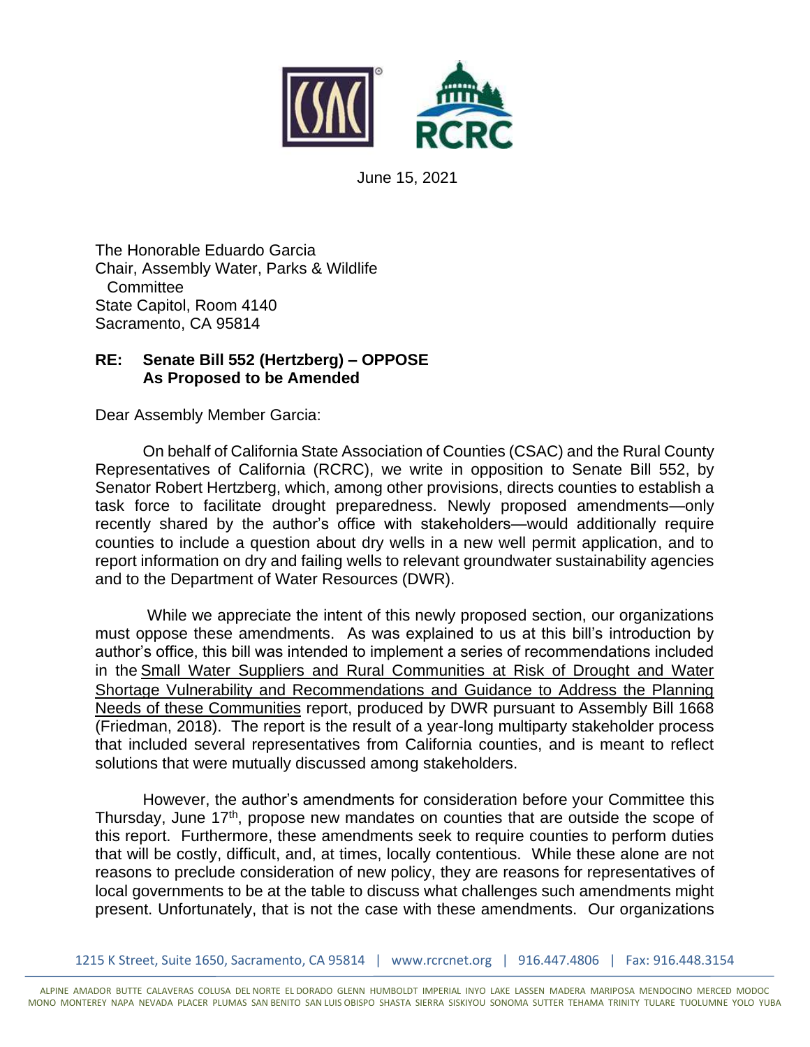June 15, 2021

The Honorable Eduardo Garcia
Chair, Assembly Water, Parks & Wildlife Committee
State Capitol, Room 4140
Sacramento, CA 95814

**RE: Senate Bill 552 (Hertzberg) – OPPOSE**
**As Proposed to be Amended**

Dear Assembly Member Garcia:

On behalf of California State Association of Counties (CSAC) and the Rural County Representatives of California (RCRC), we write in opposition to Senate Bill 552, by Senator Robert Hertzberg, which, among other provisions, directs counties to establish a task force to facilitate drought preparedness. Newly proposed amendments—only recently shared by the author's office with stakeholders—would additionally require counties to include a question about dry wells in a new well permit application, and to report information on dry and failing wells to relevant groundwater sustainability agencies and to the Department of Water Resources (DWR).

While we appreciate the intent of this newly proposed section, our organizations must oppose these amendments. As was explained to us at this bill's introduction by author's office, this bill was intended to implement a series of recommendations included in the Small Water Suppliers and Rural Communities at Risk of Drought and Water Shortage Vulnerability and Recommendations and Guidance to Address the Planning Needs of these Communities report, produced by DWR pursuant to Assembly Bill 1668 (Friedman, 2018). The report is the result of a year-long multiparty stakeholder process that included several representatives from California counties, and is meant to reflect solutions that were mutually discussed among stakeholders.

However, the author's amendments for consideration before your Committee this Thursday, June 17th, propose new mandates on counties that are outside the scope of this report. Furthermore, these amendments seek to require counties to perform duties that will be costly, difficult, and, at times, locally contentious. While these alone are not reasons to preclude consideration of new policy, they are reasons for representatives of local governments to be at the table to discuss what challenges such amendments might present. Unfortunately, that is not the case with these amendments. Our organizations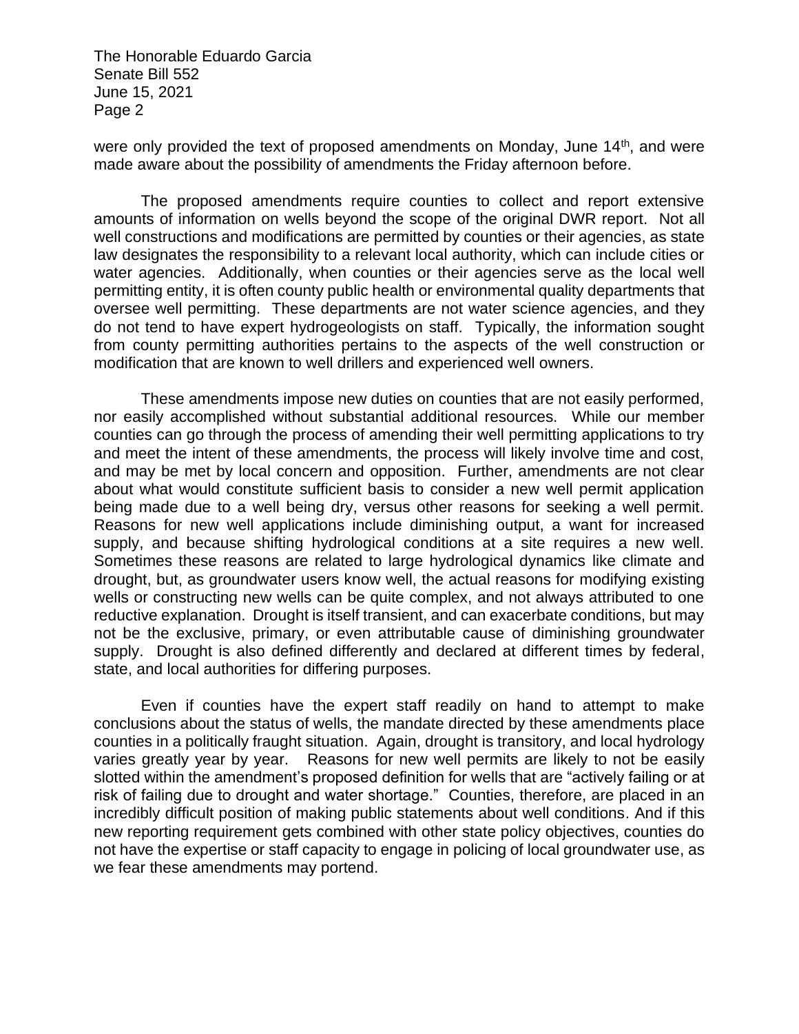were only provided the text of proposed amendments on Monday, June 14th, and were made aware about the possibility of amendments the Friday afternoon before.

The proposed amendments require counties to collect and report extensive amounts of information on wells beyond the scope of the original DWR report. Not all well constructions and modifications are permitted by counties or their agencies, as state law designates the responsibility to a relevant local authority, which can include cities or water agencies. Additionally, when counties or their agencies serve as the local well permitting entity, it is often county public health or environmental quality departments that oversee well permitting. These departments are not water science agencies, and they do not tend to have expert hydrogeologists on staff. Typically, the information sought from county permitting authorities pertains to the aspects of the well construction or modification that are known to well drillers and experienced well owners.

These amendments impose new duties on counties that are not easily performed, nor easily accomplished without substantial additional resources. While our member counties can go through the process of amending their well permitting applications to try and meet the intent of these amendments, the process will likely involve time and cost, and may be met by local concern and opposition. Further, amendments are not clear about what would constitute sufficient basis to consider a new well permit application being made due to a well being dry, versus other reasons for seeking a well permit. Reasons for new well applications include diminishing output, a want for increased supply, and because shifting hydrological conditions at a site requires a new well. Sometimes these reasons are related to large hydrological dynamics like climate and drought, but, as groundwater users know well, the actual reasons for modifying existing wells or constructing new wells can be quite complex, and not always attributed to one reductive explanation. Drought is itself transient, and can exacerbate conditions, but may not be the exclusive, primary, or even attributable cause of diminishing groundwater supply. Drought is also defined differently and declared at different times by federal, state, and local authorities for differing purposes.

Even if counties have the expert staff readily on hand to attempt to make conclusions about the status of wells, the mandate directed by these amendments place counties in a politically fraught situation. Again, drought is transitory, and local hydrology varies greatly year by year. Reasons for new well permits are likely to not be easily slotted within the amendment's proposed definition for wells that are "actively failing or at risk of failing due to drought and water shortage." Counties, therefore, are placed in an incredibly difficult position of making public statements about well conditions. And if this new reporting requirement gets combined with other state policy objectives, counties do not have the expertise or staff capacity to engage in policing of local groundwater use, as we fear these amendments may portend.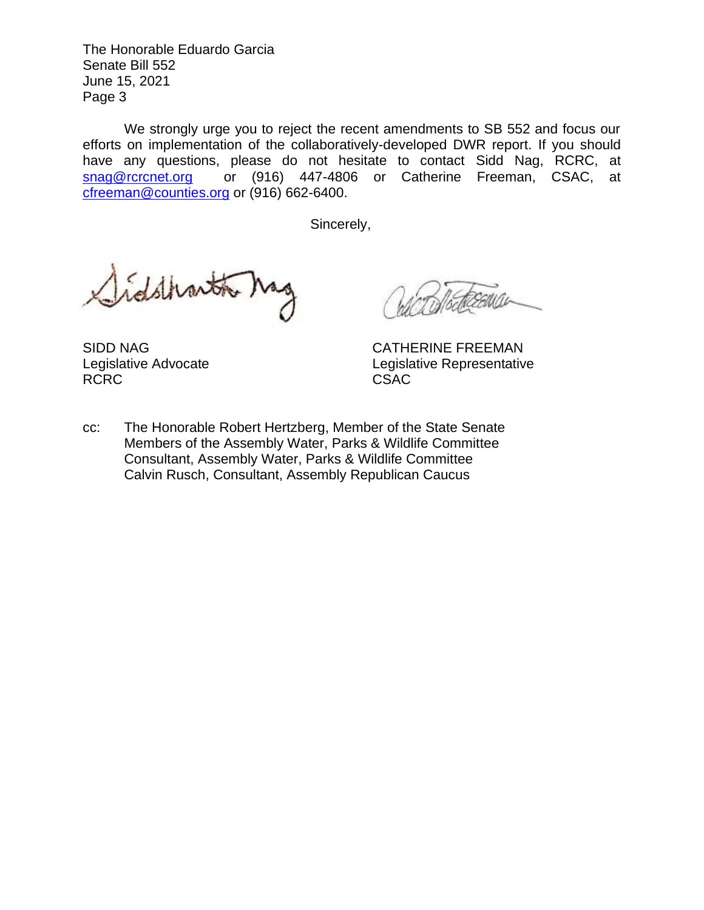The Honorable Eduardo Garcia
Senate Bill 552
June 15, 2021
Page 3

We strongly urge you to reject the recent amendments to SB 552 and focus our efforts on implementation of the collaboratively-developed DWR report. If you should have any questions, please do not hesitate to contact Sidd Nag, RCRC, at snag@rcrcnet.org or (916) 447-4806 or Catherine Freeman, CSAC, at cfreeman@counties.org or (916) 662-6400.

Sincerely,

SIDD NAG
Legislative Advocate
RCRC

CATHERINE FREEMAN
Legislative Representative
CSAC

cc: The Honorable Robert Hertzberg, Member of the State Senate
Members of the Assembly Water, Parks & Wildlife Committee
Consultant, Assembly Water, Parks & Wildlife Committee
Calvin Rusch, Consultant, Assembly Republican Caucus